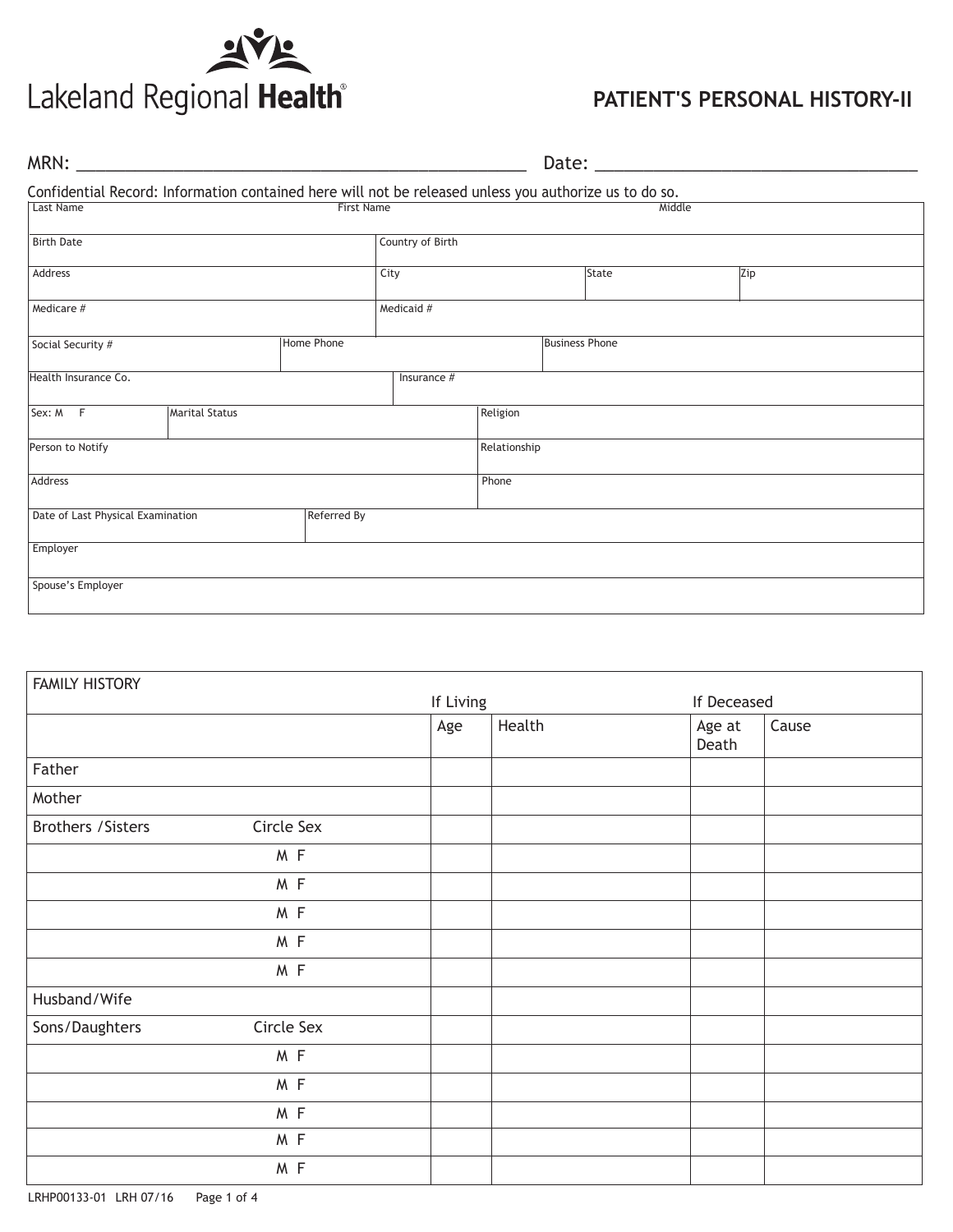Lakeland Regional **Health**®

# PATIENT'S PERSONAL HISTORY-II

MRN: ______________________________________________ Date: ________________________________

Confidential Record: Information contained here will not be released unless you authorize us to do so.

| Last Name | First Name | Middle |
|---|---|---|
| | | |

| Birth Date | Country of Birth |
|---|---|
| | |

| Address | City | State | Zip |
|---|---|---|---|
| | | | |

| Medicare # | Medicaid # |
|---|---|
| | |

| Social Security # | Home Phone | Business Phone |
|---|---|---|
| | | |

| Health Insurance Co. | Insurance # |
|---|---|
| | |

| Sex: M F | Marital Status | Religion |
|---|---|---|
| | | |

| Person to Notify | Relationship |
|---|---|
| | |

| Address | Phone |
|---|---|
| | |

| Date of Last Physical Examination | Referred By |
|---|---|
| | |

| Employer |
|---|
| |

| Spouse's Employer |
|---|
| |

| FAMILY HISTORY | | If Living | | If Deceased | |
|---|---|---|---|---|---|
| | | Age | Health | Age at Death | Cause |
| Father | | | | | |
| Mother | | | | | |
| Brothers /Sisters | Circle Sex | | | | |
| | M F | | | | |
| | M F | | | | |
| | M F | | | | |
| | M F | | | | |
| | M F | | | | |
| Husband/Wife | | | | | |
| Sons/Daughters | Circle Sex | | | | |
| | M F | | | | |
| | M F | | | | |
| | M F | | | | |
| | M F | | | | |
| | M F | | | | |

LRHP00133-01 LRH 07/16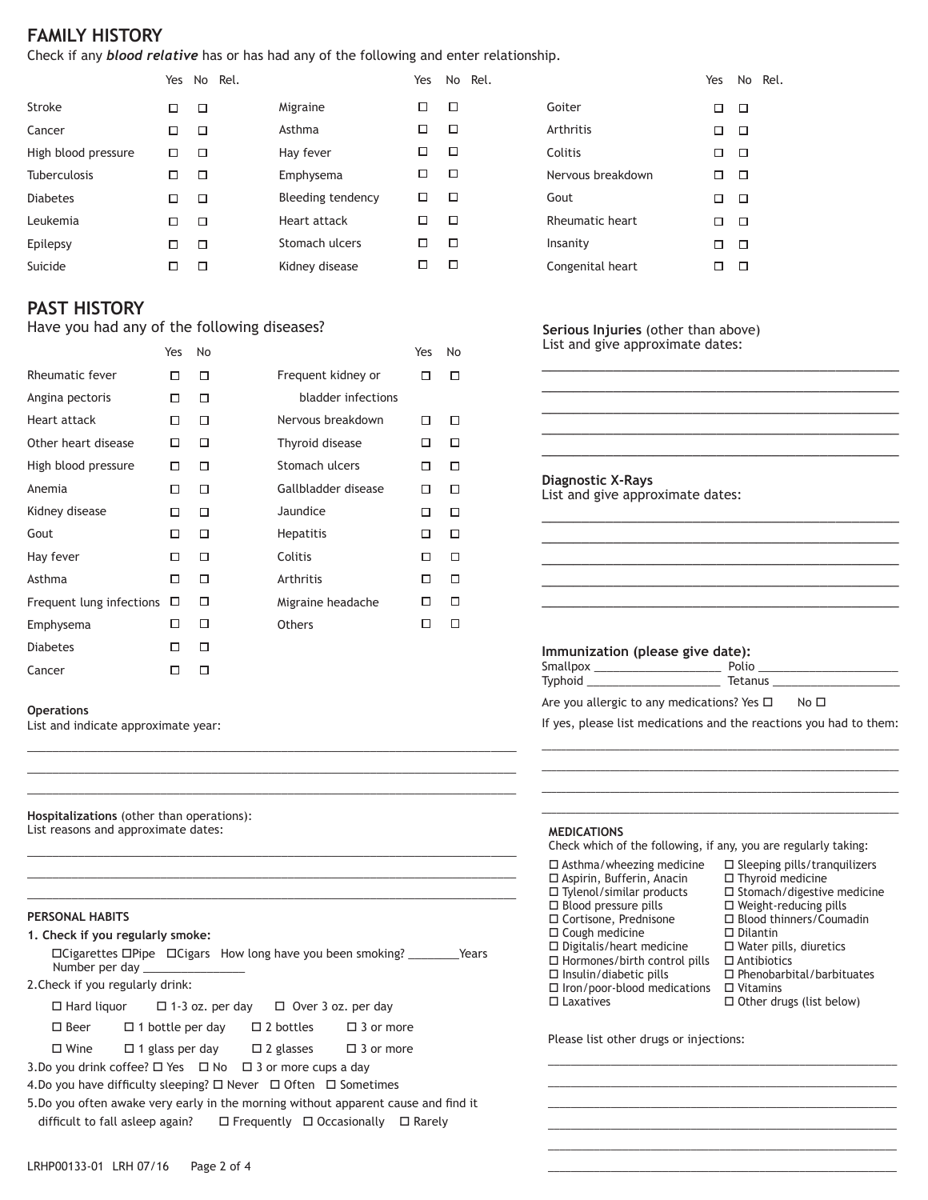## FAMILY HISTORY

Check if any ***blood relative*** has or has had any of the following and enter relationship.

| | Yes | No | Rel. | | Yes | No | Rel. | | Yes | No | Rel. |
|---|---|---|---|---|---|---|---|---|---|---|---|
| Stroke | ☐ | ☐ | | Migraine | ☐ | ☐ | | Goiter | ☐ | ☐ | |
| Cancer | ☐ | ☐ | | Asthma | ☐ | ☐ | | Arthritis | ☐ | ☐ | |
| High blood pressure | ☐ | ☐ | | Hay fever | ☐ | ☐ | | Colitis | ☐ | ☐ | |
| Tuberculosis | ☐ | ☐ | | Emphysema | ☐ | ☐ | | Nervous breakdown | ☐ | ☐ | |
| Diabetes | ☐ | ☐ | | Bleeding tendency | ☐ | ☐ | | Gout | ☐ | ☐ | |
| Leukemia | ☐ | ☐ | | Heart attack | ☐ | ☐ | | Rheumatic heart | ☐ | ☐ | |
| Epilepsy | ☐ | ☐ | | Stomach ulcers | ☐ | ☐ | | Insanity | ☐ | ☐ | |
| Suicide | ☐ | ☐ | | Kidney disease | ☐ | ☐ | | Congenital heart | ☐ | ☐ | |

## PAST HISTORY

Have you had any of the following diseases?

| | Yes | No | | Yes | No |
|---|---|---|---|---|---|
| Rheumatic fever | ☐ | ☐ | Frequent kidney or bladder infections | ☐ | ☐ |
| Angina pectoris | ☐ | ☐ | | | |
| Heart attack | ☐ | ☐ | Nervous breakdown | ☐ | ☐ |
| Other heart disease | ☐ | ☐ | Thyroid disease | ☐ | ☐ |
| High blood pressure | ☐ | ☐ | Stomach ulcers | ☐ | ☐ |
| Anemia | ☐ | ☐ | Gallbladder disease | ☐ | ☐ |
| Kidney disease | ☐ | ☐ | Jaundice | ☐ | ☐ |
| Gout | ☐ | ☐ | Hepatitis | ☐ | ☐ |
| Hay fever | ☐ | ☐ | Colitis | ☐ | ☐ |
| Asthma | ☐ | ☐ | Arthritis | ☐ | ☐ |
| Frequent lung infections | ☐ | ☐ | Migraine headache | ☐ | ☐ |
| Emphysema | ☐ | ☐ | Others | ☐ | ☐ |
| Diabetes | ☐ | ☐ | | | |
| Cancer | ☐ | ☐ | | | |

**Operations**
List and indicate approximate year:

_______________________________________________

_______________________________________________

_______________________________________________

**Hospitalizations** (other than operations):
List reasons and approximate dates:

_______________________________________________

_______________________________________________

_______________________________________________

**PERSONAL HABITS**

**1. Check if you regularly smoke:**

☐Cigarettes ☐Pipe ☐Cigars How long have you been smoking? ________Years
Number per day _______________

2.Check if you regularly drink:

☐ Hard liquor ☐ 1-3 oz. per day ☐ Over 3 oz. per day

☐ Beer ☐ 1 bottle per day ☐ 2 bottles ☐ 3 or more

☐ Wine ☐ 1 glass per day ☐ 2 glasses ☐ 3 or more

3.Do you drink coffee? ☐ Yes ☐ No ☐ 3 or more cups a day

4.Do you have difficulty sleeping? ☐ Never ☐ Often ☐ Sometimes

5.Do you often awake very early in the morning without apparent cause and find it difficult to fall asleep again? ☐ Frequently ☐ Occasionally ☐ Rarely

**Serious Injuries** (other than above)
List and give approximate dates:

_______________________________________________

_______________________________________________

_______________________________________________

_______________________________________________

_______________________________________________

**Diagnostic X-Rays**
List and give approximate dates:

_______________________________________________

_______________________________________________

_______________________________________________

_______________________________________________

_______________________________________________

**Immunization (please give date):**

Smallpox ____________________ Polio _____________________
Typhoid ____________________ Tetanus ____________________

Are you allergic to any medications? Yes ☐ No ☐

If yes, please list medications and the reactions you had to them:

_______________________________________________

_______________________________________________

_______________________________________________

_______________________________________________

**MEDICATIONS**

Check which of the following, if any, you are regularly taking:

- ☐ Asthma/wheezing medicine
- ☐ Aspirin, Bufferin, Anacin
- ☐ Tylenol/similar products
- ☐ Blood pressure pills
- ☐ Cortisone, Prednisone
- ☐ Cough medicine
- ☐ Digitalis/heart medicine
- ☐ Hormones/birth control pills
- ☐ Insulin/diabetic pills
- ☐ Iron/poor-blood medications
- ☐ Laxatives
- ☐ Sleeping pills/tranquilizers
- ☐ Thyroid medicine
- ☐ Stomach/digestive medicine
- ☐ Weight-reducing pills
- ☐ Blood thinners/Coumadin
- ☐ Dilantin
- ☐ Water pills, diuretics
- ☐ Antibiotics
- ☐ Phenobarbital/barbituates
- ☐ Vitamins
- ☐ Other drugs (list below)

Please list other drugs or injections:

_______________________________________________

_______________________________________________

_______________________________________________

_______________________________________________

_______________________________________________

_______________________________________________

LRHP00133-01 LRH 07/16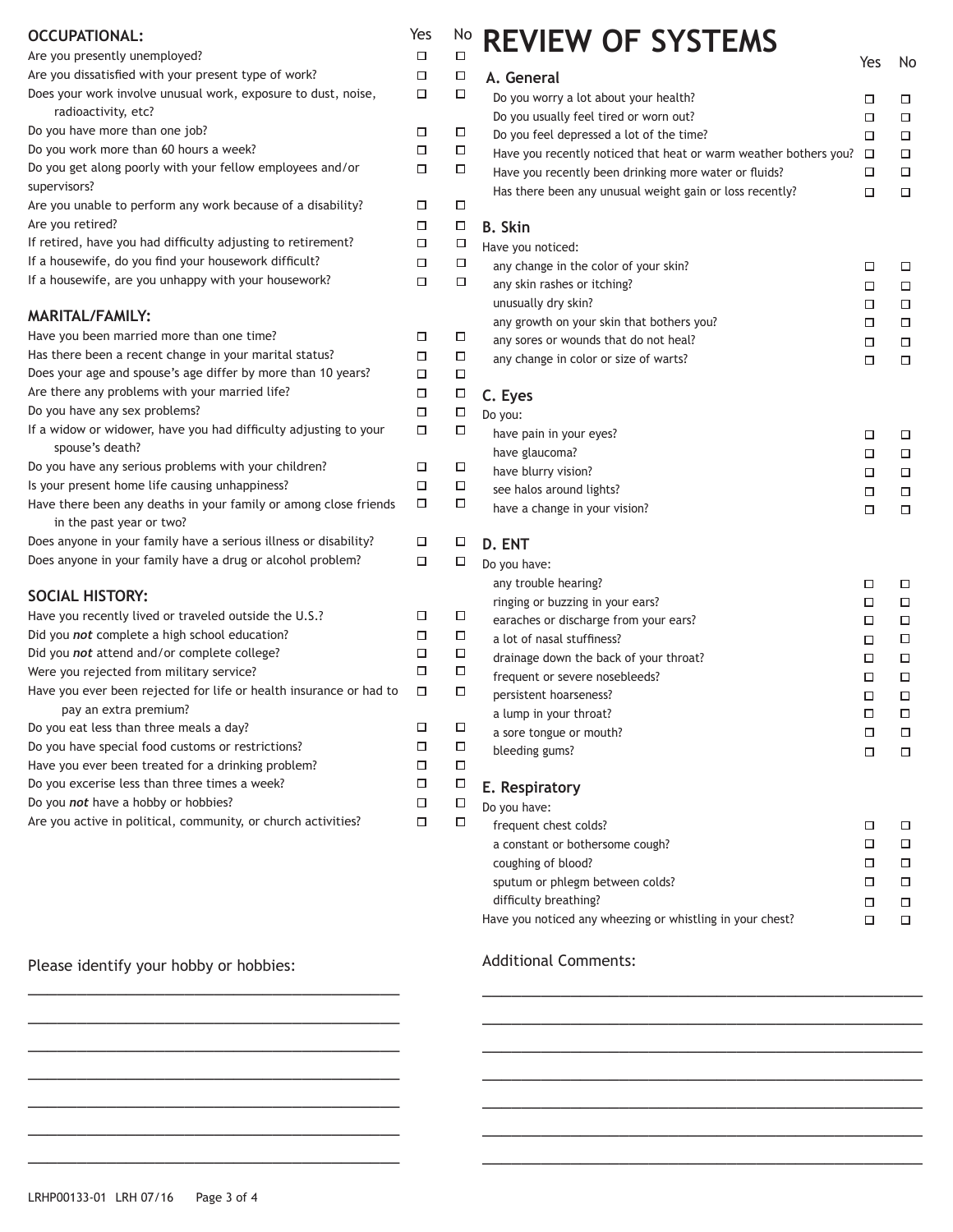## OCCUPATIONAL:

| Question | Yes | No |
|---|---|---|
| Are you presently unemployed? | ☐ | ☐ |
| Are you dissatisfied with your present type of work? | ☐ | ☐ |
| Does your work involve unusual work, exposure to dust, noise, radioactivity, etc? | ☐ | ☐ |
| Do you have more than one job? | ☐ | ☐ |
| Do you work more than 60 hours a week? | ☐ | ☐ |
| Do you get along poorly with your fellow employees and/or supervisors? | ☐ | ☐ |
| Are you unable to perform any work because of a disability? | ☐ | ☐ |
| Are you retired? | ☐ | ☐ |
| If retired, have you had difficulty adjusting to retirement? | ☐ | ☐ |
| If a housewife, do you find your housework difficult? | ☐ | ☐ |
| If a housewife, are you unhappy with your housework? | ☐ | ☐ |

## MARITAL/FAMILY:

| Question | Yes | No |
|---|---|---|
| Have you been married more than one time? | ☐ | ☐ |
| Has there been a recent change in your marital status? | ☐ | ☐ |
| Does your age and spouse's age differ by more than 10 years? | ☐ | ☐ |
| Are there any problems with your married life? | ☐ | ☐ |
| Do you have any sex problems? | ☐ | ☐ |
| If a widow or widower, have you had difficulty adjusting to your spouse's death? | ☐ | ☐ |
| Do you have any serious problems with your children? | ☐ | ☐ |
| Is your present home life causing unhappiness? | ☐ | ☐ |
| Have there been any deaths in your family or among close friends in the past year or two? | ☐ | ☐ |
| Does anyone in your family have a serious illness or disability? | ☐ | ☐ |
| Does anyone in your family have a drug or alcohol problem? | ☐ | ☐ |

## SOCIAL HISTORY:

| Question | Yes | No |
|---|---|---|
| Have you recently lived or traveled outside the U.S.? | ☐ | ☐ |
| Did you ***not*** complete a high school education? | ☐ | ☐ |
| Did you ***not*** attend and/or complete college? | ☐ | ☐ |
| Were you rejected from military service? | ☐ | ☐ |
| Have you ever been rejected for life or health insurance or had to pay an extra premium? | ☐ | ☐ |
| Do you eat less than three meals a day? | ☐ | ☐ |
| Do you have special food customs or restrictions? | ☐ | ☐ |
| Have you ever been treated for a drinking problem? | ☐ | ☐ |
| Do you excerise less than three times a week? | ☐ | ☐ |
| Do you ***not*** have a hobby or hobbies? | ☐ | ☐ |
| Are you active in political, community, or church activities? | ☐ | ☐ |

Please identify your hobby or hobbies:

_______________________________________________

_______________________________________________

_______________________________________________

_______________________________________________

_______________________________________________

_______________________________________________

_______________________________________________

# REVIEW OF SYSTEMS

### A. General

| Question | Yes | No |
|---|---|---|
| Do you worry a lot about your health? | ☐ | ☐ |
| Do you usually feel tired or worn out? | ☐ | ☐ |
| Do you feel depressed a lot of the time? | ☐ | ☐ |
| Have you recently noticed that heat or warm weather bothers you? | ☐ | ☐ |
| Have you recently been drinking more water or fluids? | ☐ | ☐ |
| Has there been any unusual weight gain or loss recently? | ☐ | ☐ |

### B. Skin

Have you noticed:

| Question | Yes | No |
|---|---|---|
| any change in the color of your skin? | ☐ | ☐ |
| any skin rashes or itching? | ☐ | ☐ |
| unusually dry skin? | ☐ | ☐ |
| any growth on your skin that bothers you? | ☐ | ☐ |
| any sores or wounds that do not heal? | ☐ | ☐ |
| any change in color or size of warts? | ☐ | ☐ |

### C. Eyes

Do you:

| Question | Yes | No |
|---|---|---|
| have pain in your eyes? | ☐ | ☐ |
| have glaucoma? | ☐ | ☐ |
| have blurry vision? | ☐ | ☐ |
| see halos around lights? | ☐ | ☐ |
| have a change in your vision? | ☐ | ☐ |

### D. ENT

Do you have:

| Question | Yes | No |
|---|---|---|
| any trouble hearing? | ☐ | ☐ |
| ringing or buzzing in your ears? | ☐ | ☐ |
| earaches or discharge from your ears? | ☐ | ☐ |
| a lot of nasal stuffiness? | ☐ | ☐ |
| drainage down the back of your throat? | ☐ | ☐ |
| frequent or severe nosebleeds? | ☐ | ☐ |
| persistent hoarseness? | ☐ | ☐ |
| a lump in your throat? | ☐ | ☐ |
| a sore tongue or mouth? | ☐ | ☐ |
| bleeding gums? | ☐ | ☐ |

### E. Respiratory

Do you have:

| Question | Yes | No |
|---|---|---|
| frequent chest colds? | ☐ | ☐ |
| a constant or bothersome cough? | ☐ | ☐ |
| coughing of blood? | ☐ | ☐ |
| sputum or phlegm between colds? | ☐ | ☐ |
| difficulty breathing? | ☐ | ☐ |
| Have you noticed any wheezing or whistling in your chest? | ☐ | ☐ |

Additional Comments:

_______________________________________________

_______________________________________________

_______________________________________________

_______________________________________________

_______________________________________________

_______________________________________________

_______________________________________________

LRHP00133-01 LRH 07/16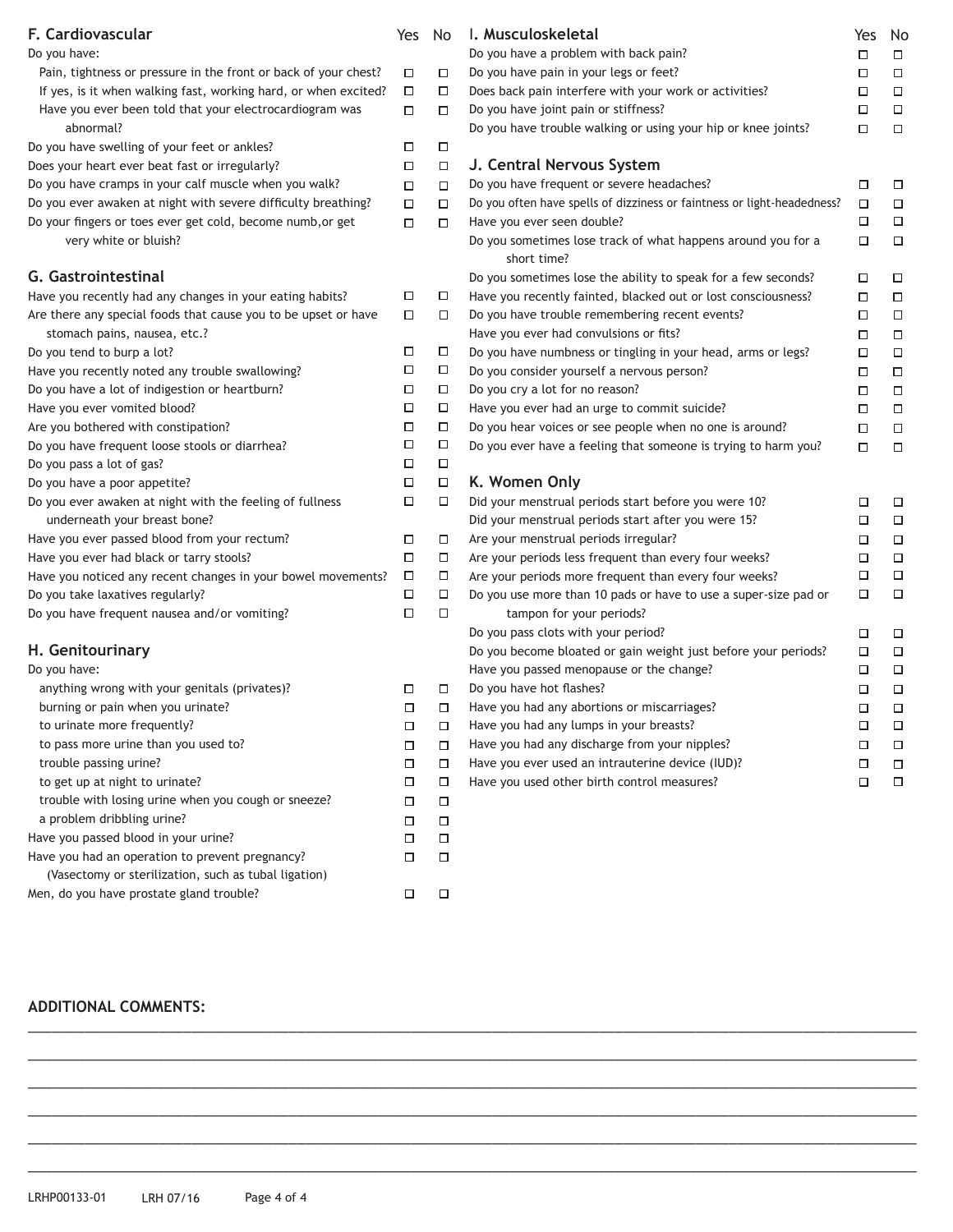## F. Cardiovascular

| Do you have: | Yes | No |
|---|---|---|
| Pain, tightness or pressure in the front or back of your chest? | ☐ | ☐ |
| If yes, is it when walking fast, working hard, or when excited? | ☐ | ☐ |
| Have you ever been told that your electrocardiogram was abnormal? | ☐ | ☐ |
| Do you have swelling of your feet or ankles? | ☐ | ☐ |
| Does your heart ever beat fast or irregularly? | ☐ | ☐ |
| Do you have cramps in your calf muscle when you walk? | ☐ | ☐ |
| Do you ever awaken at night with severe difficulty breathing? | ☐ | ☐ |
| Do your fingers or toes ever get cold, become numb,or get very white or bluish? | ☐ | ☐ |

## G. Gastrointestinal

| | Yes | No |
|---|---|---|
| Have you recently had any changes in your eating habits? | ☐ | ☐ |
| Are there any special foods that cause you to be upset or have stomach pains, nausea, etc.? | ☐ | ☐ |
| Do you tend to burp a lot? | ☐ | ☐ |
| Have you recently noted any trouble swallowing? | ☐ | ☐ |
| Do you have a lot of indigestion or heartburn? | ☐ | ☐ |
| Have you ever vomited blood? | ☐ | ☐ |
| Are you bothered with constipation? | ☐ | ☐ |
| Do you have frequent loose stools or diarrhea? | ☐ | ☐ |
| Do you pass a lot of gas? | ☐ | ☐ |
| Do you have a poor appetite? | ☐ | ☐ |
| Do you ever awaken at night with the feeling of fullness underneath your breast bone? | ☐ | ☐ |
| Have you ever passed blood from your rectum? | ☐ | ☐ |
| Have you ever had black or tarry stools? | ☐ | ☐ |
| Have you noticed any recent changes in your bowel movements? | ☐ | ☐ |
| Do you take laxatives regularly? | ☐ | ☐ |
| Do you have frequent nausea and/or vomiting? | ☐ | ☐ |

## H. Genitourinary

| Do you have: | Yes | No |
|---|---|---|
| anything wrong with your genitals (privates)? | ☐ | ☐ |
| burning or pain when you urinate? | ☐ | ☐ |
| to urinate more frequently? | ☐ | ☐ |
| to pass more urine than you used to? | ☐ | ☐ |
| trouble passing urine? | ☐ | ☐ |
| to get up at night to urinate? | ☐ | ☐ |
| trouble with losing urine when you cough or sneeze? | ☐ | ☐ |
| a problem dribbling urine? | ☐ | ☐ |
| Have you passed blood in your urine? | ☐ | ☐ |
| Have you had an operation to prevent pregnancy? (Vasectomy or sterilization, such as tubal ligation) | ☐ | ☐ |
| Men, do you have prostate gland trouble? | ☐ | ☐ |

## I. Musculoskeletal

| | Yes | No |
|---|---|---|
| Do you have a problem with back pain? | ☐ | ☐ |
| Do you have pain in your legs or feet? | ☐ | ☐ |
| Does back pain interfere with your work or activities? | ☐ | ☐ |
| Do you have joint pain or stiffness? | ☐ | ☐ |
| Do you have trouble walking or using your hip or knee joints? | ☐ | ☐ |

## J. Central Nervous System

| | Yes | No |
|---|---|---|
| Do you have frequent or severe headaches? | ☐ | ☐ |
| Do you often have spells of dizziness or faintness or light-headedness? | ☐ | ☐ |
| Have you ever seen double? | ☐ | ☐ |
| Do you sometimes lose track of what happens around you for a short time? | ☐ | ☐ |
| Do you sometimes lose the ability to speak for a few seconds? | ☐ | ☐ |
| Have you recently fainted, blacked out or lost consciousness? | ☐ | ☐ |
| Do you have trouble remembering recent events? | ☐ | ☐ |
| Have you ever had convulsions or fits? | ☐ | ☐ |
| Do you have numbness or tingling in your head, arms or legs? | ☐ | ☐ |
| Do you consider yourself a nervous person? | ☐ | ☐ |
| Do you cry a lot for no reason? | ☐ | ☐ |
| Have you ever had an urge to commit suicide? | ☐ | ☐ |
| Do you hear voices or see people when no one is around? | ☐ | ☐ |
| Do you ever have a feeling that someone is trying to harm you? | ☐ | ☐ |

## K. Women Only

| | Yes | No |
|---|---|---|
| Did your menstrual periods start before you were 10? | ☐ | ☐ |
| Did your menstrual periods start after you were 15? | ☐ | ☐ |
| Are your menstrual periods irregular? | ☐ | ☐ |
| Are your periods less frequent than every four weeks? | ☐ | ☐ |
| Are your periods more frequent than every four weeks? | ☐ | ☐ |
| Do you use more than 10 pads or have to use a super-size pad or tampon for your periods? | ☐ | ☐ |
| Do you pass clots with your period? | ☐ | ☐ |
| Do you become bloated or gain weight just before your periods? | ☐ | ☐ |
| Have you passed menopause or the change? | ☐ | ☐ |
| Do you have hot flashes? | ☐ | ☐ |
| Have you had any abortions or miscarriages? | ☐ | ☐ |
| Have you had any lumps in your breasts? | ☐ | ☐ |
| Have you had any discharge from your nipples? | ☐ | ☐ |
| Have you ever used an intrauterine device (IUD)? | ☐ | ☐ |
| Have you used other birth control measures? | ☐ | ☐ |

**ADDITIONAL COMMENTS:**

______________________________________________________________________________

______________________________________________________________________________

______________________________________________________________________________

______________________________________________________________________________

______________________________________________________________________________

______________________________________________________________________________

LRHP00133-01 LRH 07/16